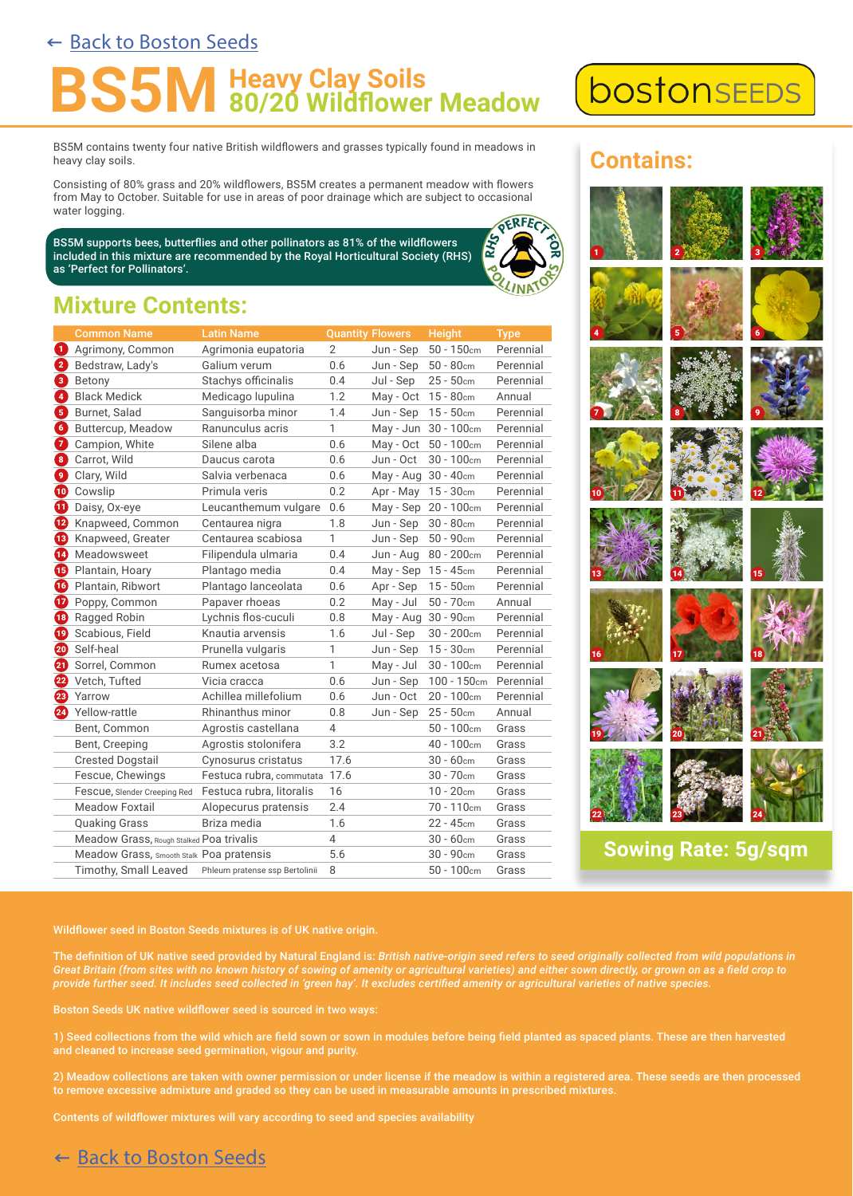← Back to Boston Seeds

# BS5M Heavy Clay Soils 80/20 Wildflower Meadow

bostonSEEDS

BS5M contains twenty four native British wildflowers and grasses typically found in meadows in heavy clay soils.

Consisting of 80% grass and 20% wildflowers, BS5M creates a permanent meadow with flowers from May to October. Suitable for use in areas of poor drainage which are subject to occasional water logging.

**BS5M supports bees, butterflies and other pollinators as 81% of the wildflowers included in this mixture are recommended by the Royal Horticultural Society (RHS) as 'Perfect for Pollinators'.**

RHS PERFECT FOR POLLINATORS

## Mixture Contents:

| | Common Name | Latin Name | Quantity | Flowers | Height | Type |
|---|---|---|---|---|---|---|
| 1 | Agrimony, Common | Agrimonia eupatoria | 2 | Jun - Sep | 50 - 150cm | Perennial |
| 2 | Bedstraw, Lady's | Galium verum | 0.6 | Jun - Sep | 50 - 80cm | Perennial |
| 3 | Betony | Stachys officinalis | 0.4 | Jul - Sep | 25 - 50cm | Perennial |
| 4 | Black Medick | Medicago lupulina | 1.2 | May - Oct | 15 - 80cm | Annual |
| 5 | Burnet, Salad | Sanguisorba minor | 1.4 | Jun - Sep | 15 - 50cm | Perennial |
| 6 | Buttercup, Meadow | Ranunculus acris | 1 | May - Jun | 30 - 100cm | Perennial |
| 7 | Campion, White | Silene alba | 0.6 | May - Oct | 50 - 100cm | Perennial |
| 8 | Carrot, Wild | Daucus carota | 0.6 | Jun - Oct | 30 - 100cm | Perennial |
| 9 | Clary, Wild | Salvia verbenaca | 0.6 | May - Aug | 30 - 40cm | Perennial |
| 10 | Cowslip | Primula veris | 0.2 | Apr - May | 15 - 30cm | Perennial |
| 11 | Daisy, Ox-eye | Leucanthemum vulgare | 0.6 | May - Sep | 20 - 100cm | Perennial |
| 12 | Knapweed, Common | Centaurea nigra | 1.8 | Jun - Sep | 30 - 80cm | Perennial |
| 13 | Knapweed, Greater | Centaurea scabiosa | 1 | Jun - Sep | 50 - 90cm | Perennial |
| 14 | Meadowsweet | Filipendula ulmaria | 0.4 | Jun - Aug | 80 - 200cm | Perennial |
| 15 | Plantain, Hoary | Plantago media | 0.4 | May - Sep | 15 - 45cm | Perennial |
| 16 | Plantain, Ribwort | Plantago lanceolata | 0.6 | Apr - Sep | 15 - 50cm | Perennial |
| 17 | Poppy, Common | Papaver rhoeas | 0.2 | May - Jul | 50 - 70cm | Annual |
| 18 | Ragged Robin | Lychnis flos-cuculi | 0.8 | May - Aug | 30 - 90cm | Perennial |
| 19 | Scabious, Field | Knautia arvensis | 1.6 | Jul - Sep | 30 - 200cm | Perennial |
| 20 | Self-heal | Prunella vulgaris | 1 | Jun - Sep | 15 - 30cm | Perennial |
| 21 | Sorrel, Common | Rumex acetosa | 1 | May - Jul | 30 - 100cm | Perennial |
| 22 | Vetch, Tufted | Vicia cracca | 0.6 | Jun - Sep | 100 - 150cm | Perennial |
| 23 | Yarrow | Achillea millefolium | 0.6 | Jun - Oct | 20 - 100cm | Perennial |
| 24 | Yellow-rattle | Rhinanthus minor | 0.8 | Jun - Sep | 25 - 50cm | Annual |
| | Bent, Common | Agrostis castellana | 4 | | 50 - 100cm | Grass |
| | Bent, Creeping | Agrostis stolonifera | 3.2 | | 40 - 100cm | Grass |
| | Crested Dogstail | Cynosurus cristatus | 17.6 | | 30 - 60cm | Grass |
| | Fescue, Chewings | Festuca rubra, commutata | 17.6 | | 30 - 70cm | Grass |
| | Fescue, Slender Creeping Red | Festuca rubra, litoralis | 16 | | 10 - 20cm | Grass |
| | Meadow Foxtail | Alopecurus pratensis | 2.4 | | 70 - 110cm | Grass |
| | Quaking Grass | Briza media | 1.6 | | 22 - 45cm | Grass |
| | Meadow Grass, Rough Stalked | Poa trivalis | 4 | | 30 - 60cm | Grass |
| | Meadow Grass, Smooth Stalk | Poa pratensis | 5.6 | | 30 - 90cm | Grass |
| | Timothy, Small Leaved | Phleum pratense ssp Bertolinii | 8 | | 50 - 100cm | Grass |

## Contains:

1 2 3 4 5 6 7 8 9 10 11 12 13 14 15 16 17 18 19 20 21 22 23 24

**Sowing Rate: 5g/sqm**

Wildflower seed in Boston Seeds mixtures is of UK native origin.

The definition of UK native seed provided by Natural England is: *British native-origin seed refers to seed originally collected from wild populations in Great Britain (from sites with no known history of sowing of amenity or agricultural varieties) and either sown directly, or grown on as a field crop to provide further seed. It includes seed collected in 'green hay'. It excludes certified amenity or agricultural varieties of native species.*

Boston Seeds UK native wildflower seed is sourced in two ways:

1) Seed collections from the wild which are field sown or sown in modules before being field planted as spaced plants. These are then harvested and cleaned to increase seed germination, vigour and purity.

2) Meadow collections are taken with owner permission or under license if the meadow is within a registered area. These seeds are then processed to remove excessive admixture and graded so they can be used in measurable amounts in prescribed mixtures.

Contents of wildflower mixtures will vary according to seed and species availability

← Back to Boston Seeds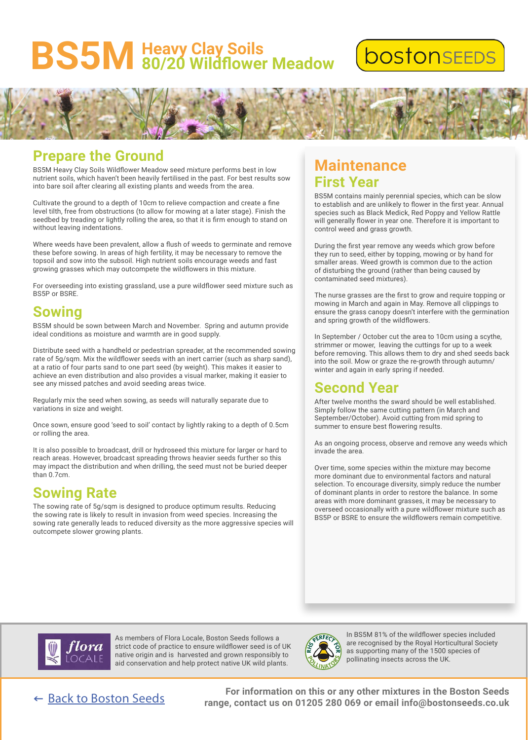# BS5M Heavy Clay Soils 80/20 Wildflower Meadow

bostonSEEDS

## Prepare the Ground

BS5M Heavy Clay Soils Wildflower Meadow seed mixture performs best in low nutrient soils, which haven't been heavily fertilised in the past. For best results sow into bare soil after clearing all existing plants and weeds from the area.

Cultivate the ground to a depth of 10cm to relieve compaction and create a fine level tilth, free from obstructions (to allow for mowing at a later stage). Finish the seedbed by treading or lightly rolling the area, so that it is firm enough to stand on without leaving indentations.

Where weeds have been prevalent, allow a flush of weeds to germinate and remove these before sowing. In areas of high fertility, it may be necessary to remove the topsoil and sow into the subsoil. High nutrient soils encourage weeds and fast growing grasses which may outcompete the wildflowers in this mixture.

For overseeding into existing grassland, use a pure wildflower seed mixture such as BS5P or BSRE.

## Sowing

BS5M should be sown between March and November. Spring and autumn provide ideal conditions as moisture and warmth are in good supply.

Distribute seed with a handheld or pedestrian spreader, at the recommended sowing rate of 5g/sqm. Mix the wildflower seeds with an inert carrier (such as sharp sand), at a ratio of four parts sand to one part seed (by weight). This makes it easier to achieve an even distribution and also provides a visual marker, making it easier to see any missed patches and avoid seeding areas twice.

Regularly mix the seed when sowing, as seeds will naturally separate due to variations in size and weight.

Once sown, ensure good 'seed to soil' contact by lightly raking to a depth of 0.5cm or rolling the area.

It is also possible to broadcast, drill or hydroseed this mixture for larger or hard to reach areas. However, broadcast spreading throws heavier seeds further so this may impact the distribution and when drilling, the seed must not be buried deeper than 0.7cm.

## Sowing Rate

The sowing rate of 5g/sqm is designed to produce optimum results. Reducing the sowing rate is likely to result in invasion from weed species. Increasing the sowing rate generally leads to reduced diversity as the more aggressive species will outcompete slower growing plants.

## Maintenance

## First Year

BS5M contains mainly perennial species, which can be slow to establish and are unlikely to flower in the first year. Annual species such as Black Medick, Red Poppy and Yellow Rattle will generally flower in year one. Therefore it is important to control weed and grass growth.

During the first year remove any weeds which grow before they run to seed, either by topping, mowing or by hand for smaller areas. Weed growth is common due to the action of disturbing the ground (rather than being caused by contaminated seed mixtures).

The nurse grasses are the first to grow and require topping or mowing in March and again in May. Remove all clippings to ensure the grass canopy doesn't interfere with the germination and spring growth of the wildflowers.

In September / October cut the area to 10cm using a scythe, strimmer or mower, leaving the cuttings for up to a week before removing. This allows them to dry and shed seeds back into the soil. Mow or graze the re-growth through autumn/winter and again in early spring if needed.

## Second Year

After twelve months the sward should be well established. Simply follow the same cutting pattern (in March and September/October). Avoid cutting from mid spring to summer to ensure best flowering results.

As an ongoing process, observe and remove any weeds which invade the area.

Over time, some species within the mixture may become more dominant due to environmental factors and natural selection. To encourage diversity, simply reduce the number of dominant plants in order to restore the balance. In some areas with more dominant grasses, it may be necessary to overseed occasionally with a pure wildflower mixture such as BS5P or BSRE to ensure the wildflowers remain competitive.

flora LOCALE

As members of Flora Locale, Boston Seeds follows a strict code of practice to ensure wildflower seed is of UK native origin and is harvested and grown responsibly to aid conservation and help protect native UK wild plants.

RHS PERFECT FOR POLLINATORS

In BS5M 81% of the wildflower species included are recognised by the Royal Horticultural Society as supporting many of the 1500 species of pollinating insects across the UK.

← Back to Boston Seeds

**For information on this or any other mixtures in the Boston Seeds range, contact us on 01205 280 069 or email info@bostonseeds.co.uk**